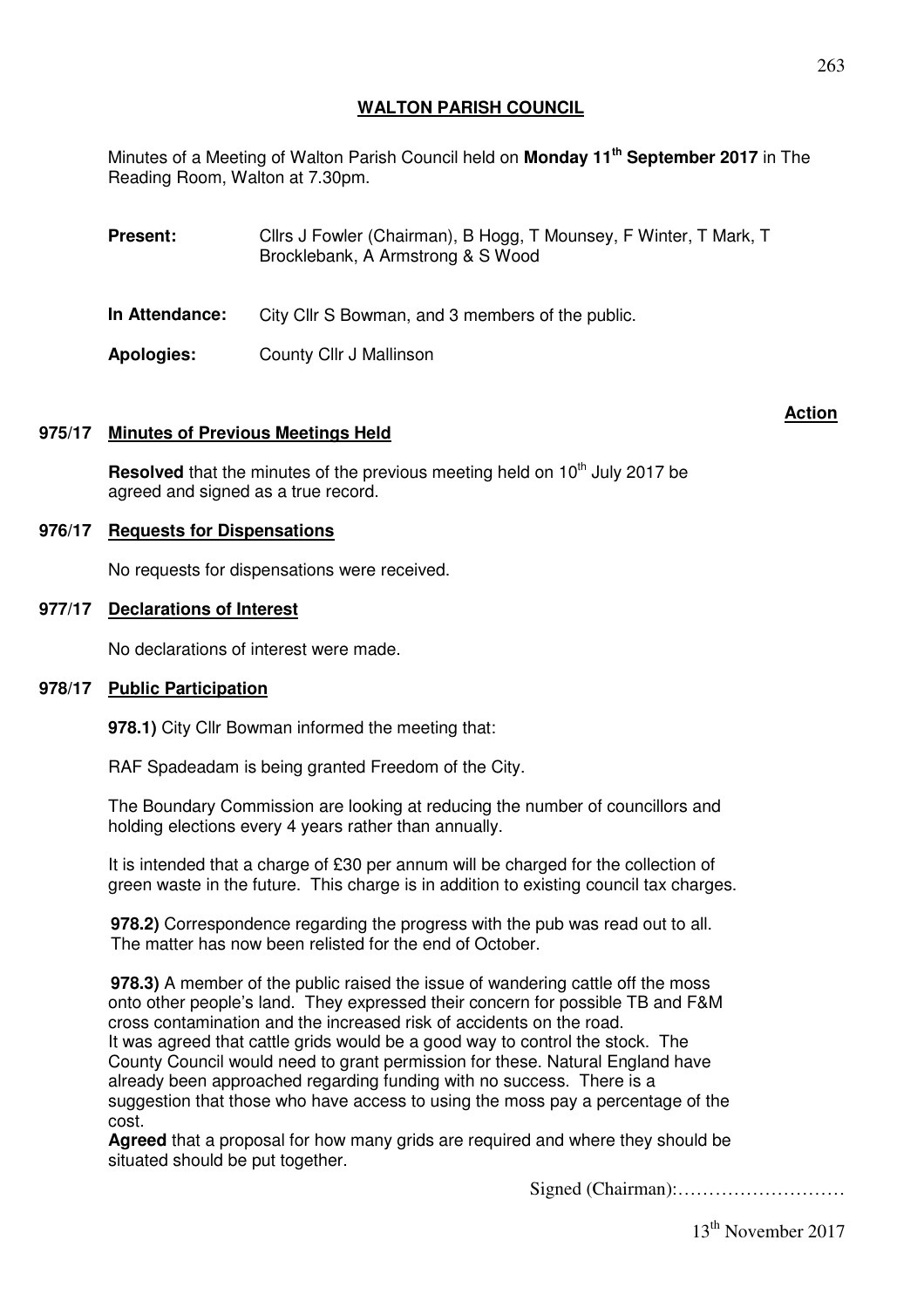## WALTON PARISH COUNCIL

Minutes of a Meeting of Walton Parish Council held on **Monday 11th September 2017** in The Reading Room, Walton at 7.30pm.

**Present:** Cllrs J Fowler (Chairman), B Hogg, T Mounsey, F Winter, T Mark, T Brocklebank, A Armstrong & S Wood

**In Attendance:** City Cllr S Bowman, and 3 members of the public.

**Apologies:** County Cllr J Mallinson

**Action**

### 975/17 Minutes of Previous Meetings Held

**Resolved** that the minutes of the previous meeting held on 10th July 2017 be agreed and signed as a true record.

### 976/17 Requests for Dispensations

No requests for dispensations were received.

### 977/17 Declarations of Interest

No declarations of interest were made.

### 978/17 Public Participation

**978.1)** City Cllr Bowman informed the meeting that:

RAF Spadeadam is being granted Freedom of the City.

The Boundary Commission are looking at reducing the number of councillors and holding elections every 4 years rather than annually.

It is intended that a charge of £30 per annum will be charged for the collection of green waste in the future. This charge is in addition to existing council tax charges.

**978.2)** Correspondence regarding the progress with the pub was read out to all. The matter has now been relisted for the end of October.

**978.3)** A member of the public raised the issue of wandering cattle off the moss onto other people's land. They expressed their concern for possible TB and F&M cross contamination and the increased risk of accidents on the road.
It was agreed that cattle grids would be a good way to control the stock. The County Council would need to grant permission for these. Natural England have already been approached regarding funding with no success. There is a suggestion that those who have access to using the moss pay a percentage of the cost.
**Agreed** that a proposal for how many grids are required and where they should be situated should be put together.

Signed (Chairman):………………………

13th November 2017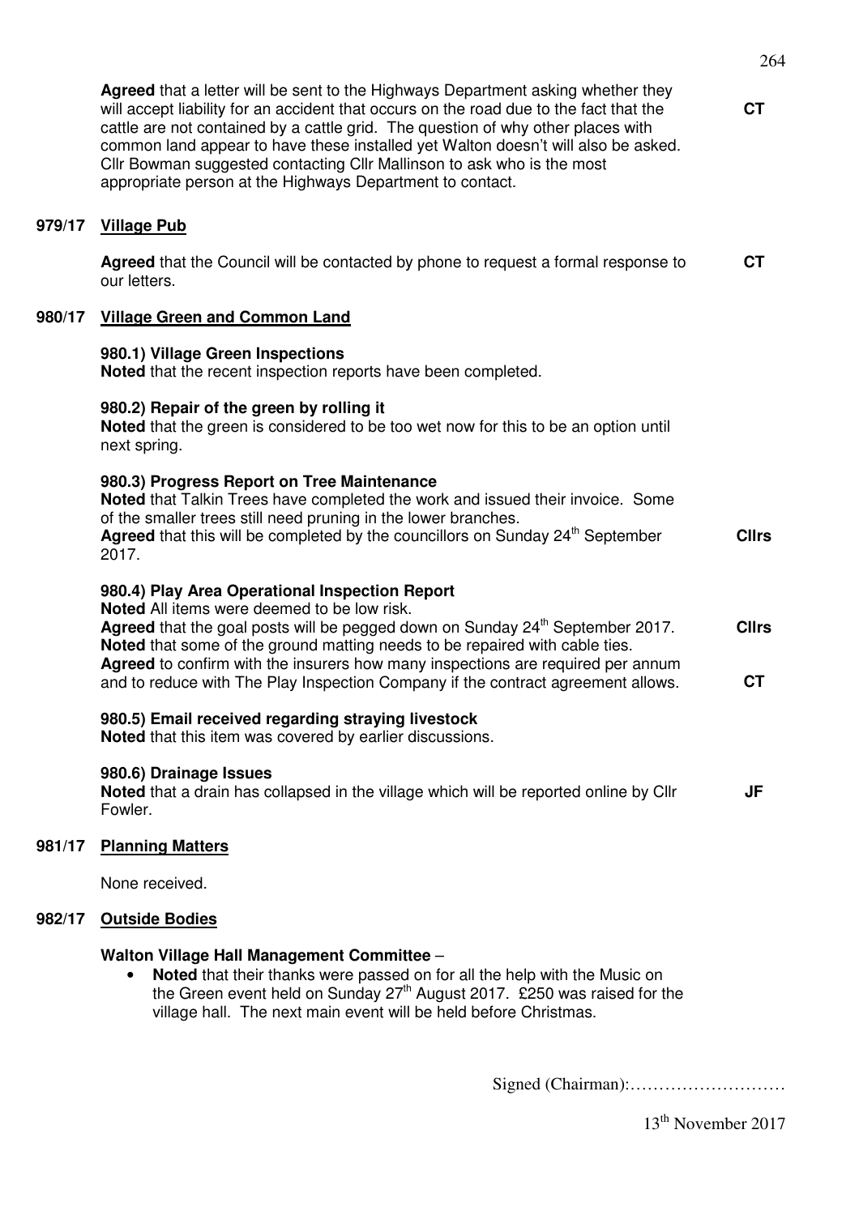**Agreed** that a letter will be sent to the Highways Department asking whether they will accept liability for an accident that occurs on the road due to the fact that the cattle are not contained by a cattle grid. The question of why other places with common land appear to have these installed yet Walton doesn't will also be asked. Cllr Bowman suggested contacting Cllr Mallinson to ask who is the most appropriate person at the Highways Department to contact. **CT**

## 979/17 Village Pub

**Agreed** that the Council will be contacted by phone to request a formal response to our letters. **CT**

## 980/17 Village Green and Common Land

**980.1) Village Green Inspections**
**Noted** that the recent inspection reports have been completed.

**980.2) Repair of the green by rolling it**
**Noted** that the green is considered to be too wet now for this to be an option until next spring.

**980.3) Progress Report on Tree Maintenance**
**Noted** that Talkin Trees have completed the work and issued their invoice. Some of the smaller trees still need pruning in the lower branches.
**Agreed** that this will be completed by the councillors on Sunday 24th September 2017. **Cllrs**

**980.4) Play Area Operational Inspection Report**
**Noted** All items were deemed to be low risk.
**Agreed** that the goal posts will be pegged down on Sunday 24th September 2017. **Cllrs**
**Noted** that some of the ground matting needs to be repaired with cable ties.
**Agreed** to confirm with the insurers how many inspections are required per annum and to reduce with The Play Inspection Company if the contract agreement allows. **CT**

**980.5) Email received regarding straying livestock**
**Noted** that this item was covered by earlier discussions.

**980.6) Drainage Issues**
**Noted** that a drain has collapsed in the village which will be reported online by Cllr Fowler. **JF**

## 981/17 Planning Matters

None received.

## 982/17 Outside Bodies

**Walton Village Hall Management Committee** –

- **Noted** that their thanks were passed on for all the help with the Music on the Green event held on Sunday 27th August 2017. £250 was raised for the village hall. The next main event will be held before Christmas.

Signed (Chairman):………………………

13th November 2017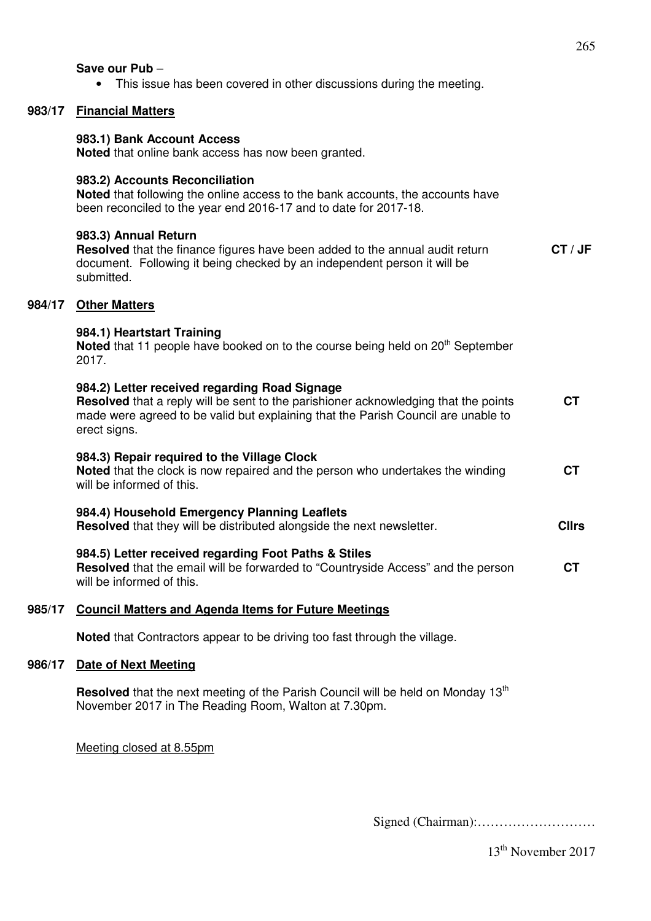**Save our Pub** –

- This issue has been covered in other discussions during the meeting.

**983/17 Financial Matters**

**983.1) Bank Account Access**
**Noted** that online bank access has now been granted.

**983.2) Accounts Reconciliation**
**Noted** that following the online access to the bank accounts, the accounts have been reconciled to the year end 2016-17 and to date for 2017-18.

**983.3) Annual Return**
**Resolved** that the finance figures have been added to the annual audit return document. Following it being checked by an independent person it will be submitted. **CT / JF**

**984/17 Other Matters**

**984.1) Heartstart Training**
**Noted** that 11 people have booked on to the course being held on 20th September 2017.

**984.2) Letter received regarding Road Signage**
**Resolved** that a reply will be sent to the parishioner acknowledging that the points made were agreed to be valid but explaining that the Parish Council are unable to erect signs. **CT**

**984.3) Repair required to the Village Clock**
**Noted** that the clock is now repaired and the person who undertakes the winding will be informed of this. **CT**

**984.4) Household Emergency Planning Leaflets**
**Resolved** that they will be distributed alongside the next newsletter. **Cllrs**

**984.5) Letter received regarding Foot Paths & Stiles**
**Resolved** that the email will be forwarded to "Countryside Access" and the person will be informed of this. **CT**

**985/17 Council Matters and Agenda Items for Future Meetings**

**Noted** that Contractors appear to be driving too fast through the village.

**986/17 Date of Next Meeting**

**Resolved** that the next meeting of the Parish Council will be held on Monday 13th November 2017 in The Reading Room, Walton at 7.30pm.

Meeting closed at 8.55pm

Signed (Chairman):………………………

13th November 2017